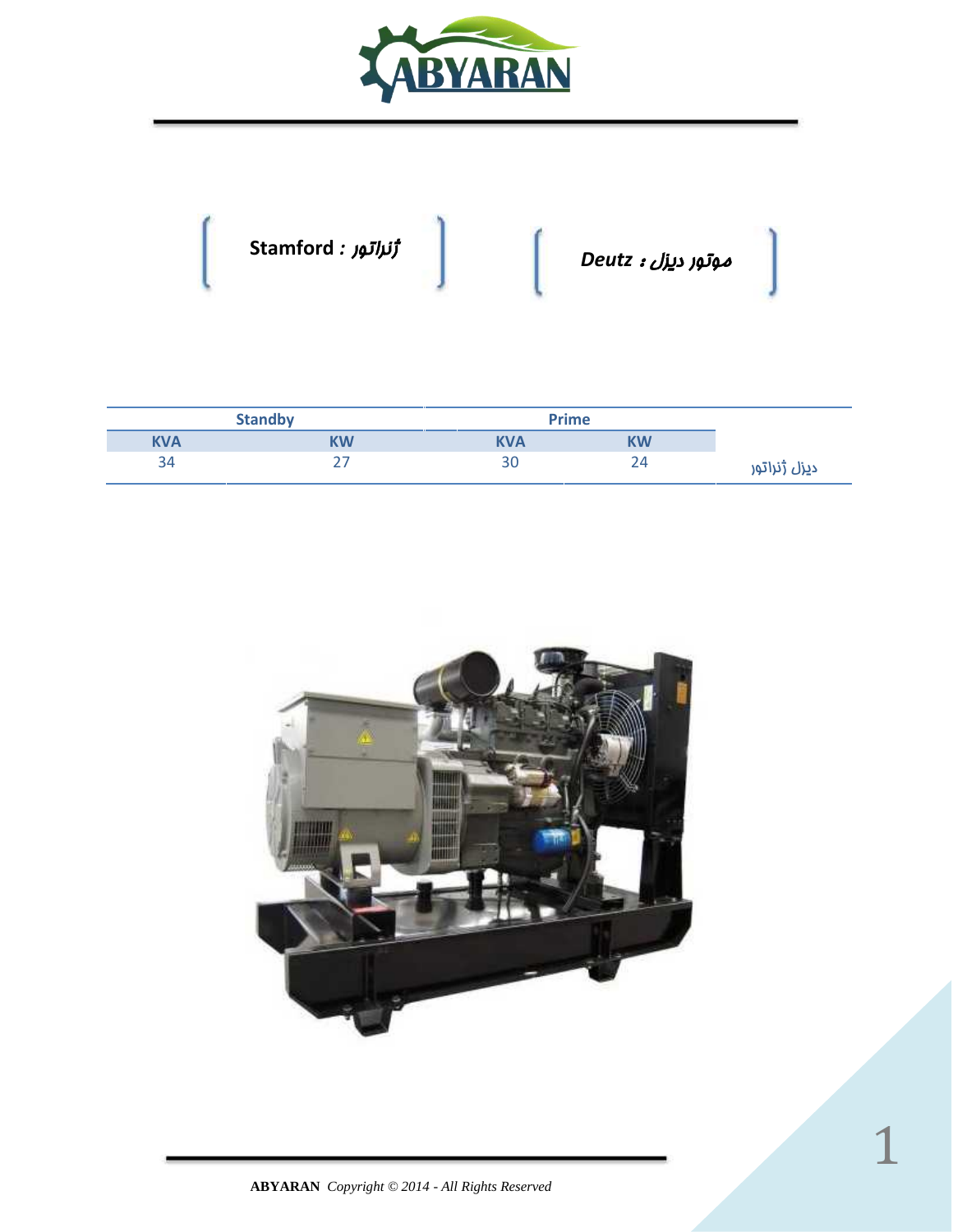ژنراتور : Stamford

موتور دیزل : Deutz

| Standby | | Prime | | |
| --- | --- | --- | --- | --- |
| KVA | KW | KVA | KW | |
| 34 | 27 | 30 | 24 | دیزل ژنراتور |

**ABYARAN** *Copyright © 2014 - All Rights Reserved*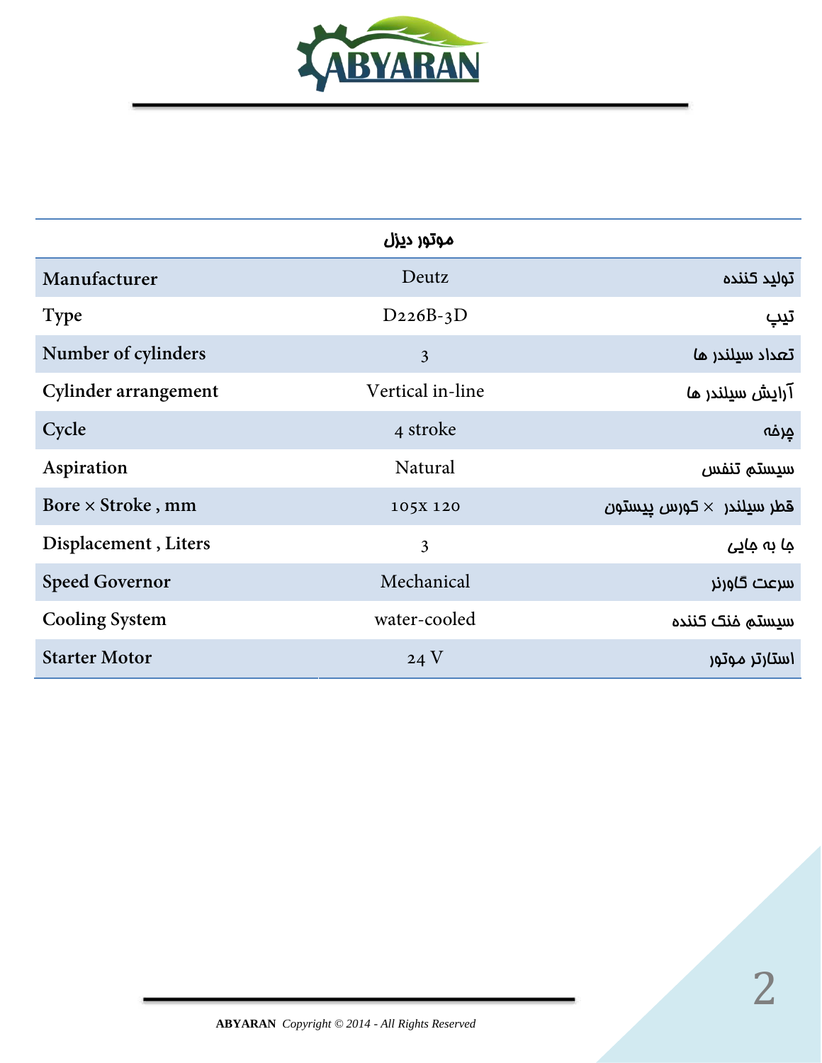| | موتور دیزل | |
|---|---|---|
| Manufacturer | Deutz | تولید کننده |
| Type | D226B-3D | تیپ |
| Number of cylinders | 3 | تعداد سیلندر ها |
| Cylinder arrangement | Vertical in-line | آرایش سیلندر ها |
| Cycle | 4 stroke | چرخه |
| Aspiration | Natural | سیستم تنفس |
| Bore × Stroke , mm | 105x 120 | قطر سیلندر × کورس پیستون |
| Displacement , Liters | 3 | جا به جایی |
| Speed Governor | Mechanical | سرعت گاورنر |
| Cooling System | water-cooled | سیستم خنک کننده |
| Starter Motor | 24 V | استارتر موتور |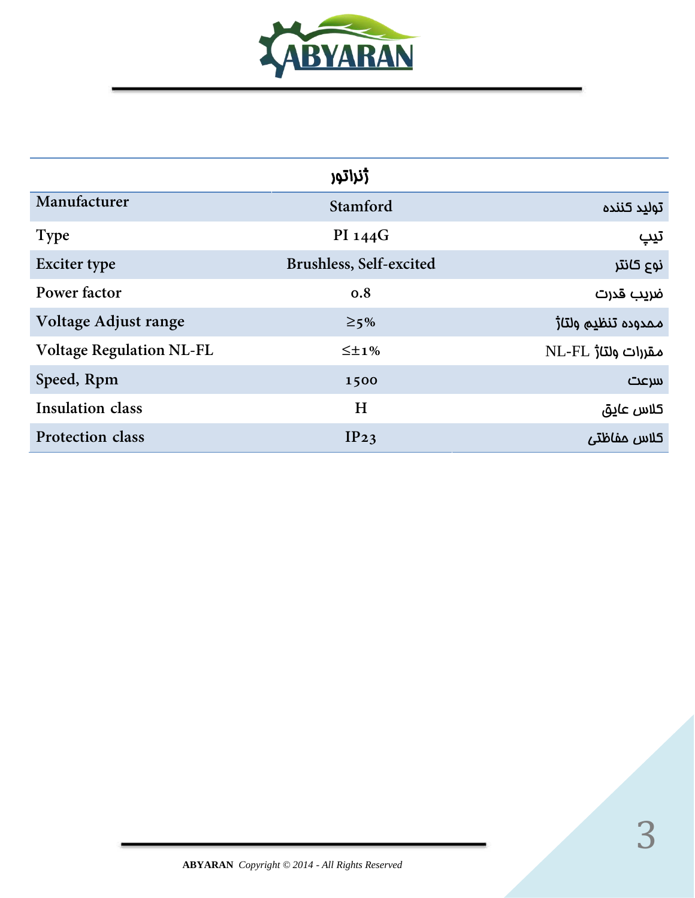| | ژنراتور | |
|---|---|---|
| Manufacturer | Stamford | تولید کننده |
| Type | PI 144G | تیپ |
| Exciter type | Brushless, Self-excited | نوع کانتر |
| Power factor | 0.8 | ضریب قدرت |
| Voltage Adjust range | ≥5% | محدوده تنظیم ولتاژ |
| Voltage Regulation NL-FL | ≤±1% | مقررات ولتاژ NL-FL |
| Speed, Rpm | 1500 | سرعت |
| Insulation class | H | کلاس عایق |
| Protection class | IP23 | کلاس حفاظتی |

**ABYARAN** *Copyright © 2014 - All Rights Reserved*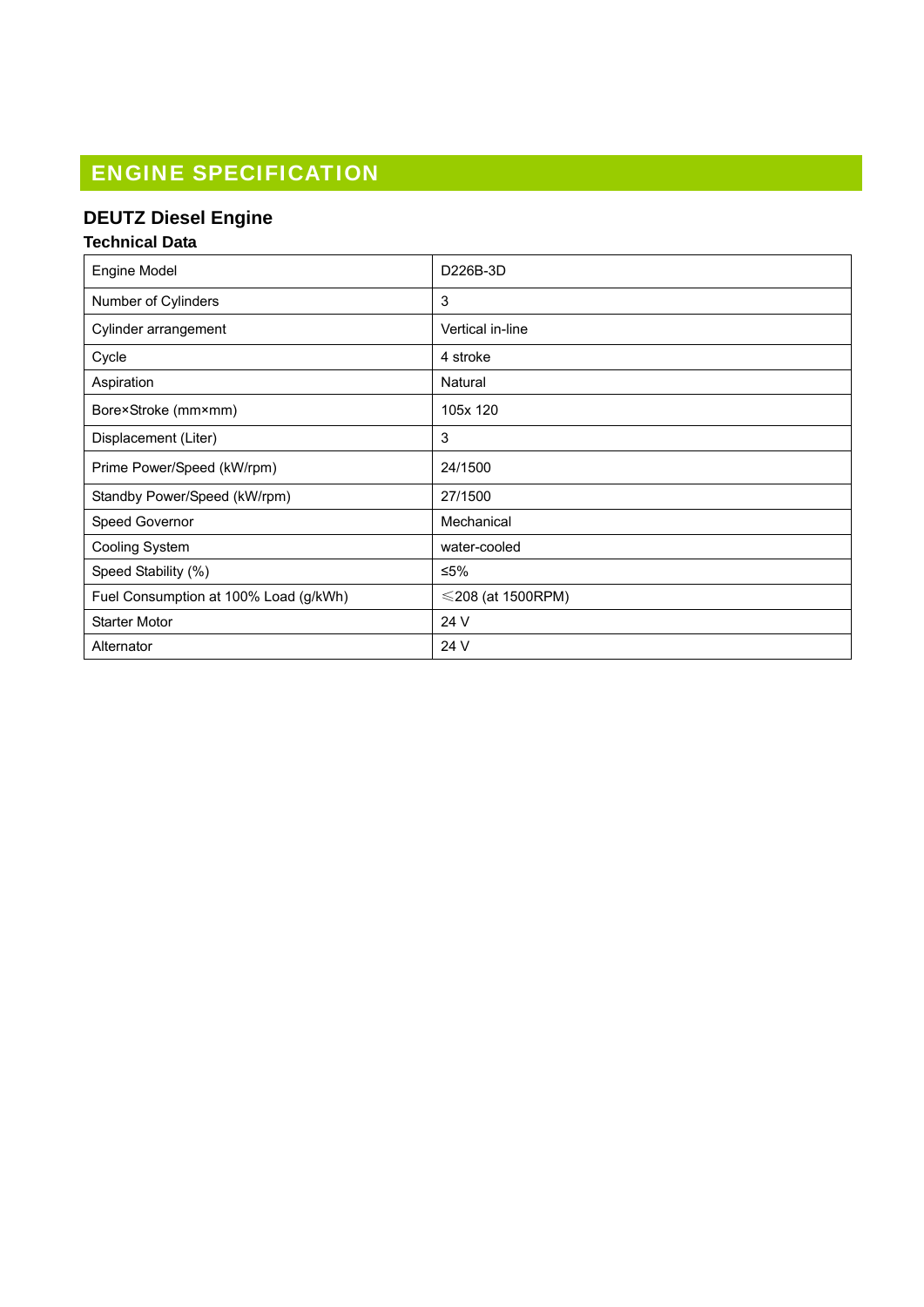# ENGINE SPECIFICATION

## DEUTZ Diesel Engine

### Technical Data

| Engine Model | D226B-3D |
|---|---|
| Number of Cylinders | 3 |
| Cylinder arrangement | Vertical in-line |
| Cycle | 4 stroke |
| Aspiration | Natural |
| Bore×Stroke (mm×mm) | 105x 120 |
| Displacement (Liter) | 3 |
| Prime Power/Speed (kW/rpm) | 24/1500 |
| Standby Power/Speed (kW/rpm) | 27/1500 |
| Speed Governor | Mechanical |
| Cooling System | water-cooled |
| Speed Stability (%) | ≤5% |
| Fuel Consumption at 100% Load (g/kWh) | ≤208 (at 1500RPM) |
| Starter Motor | 24 V |
| Alternator | 24 V |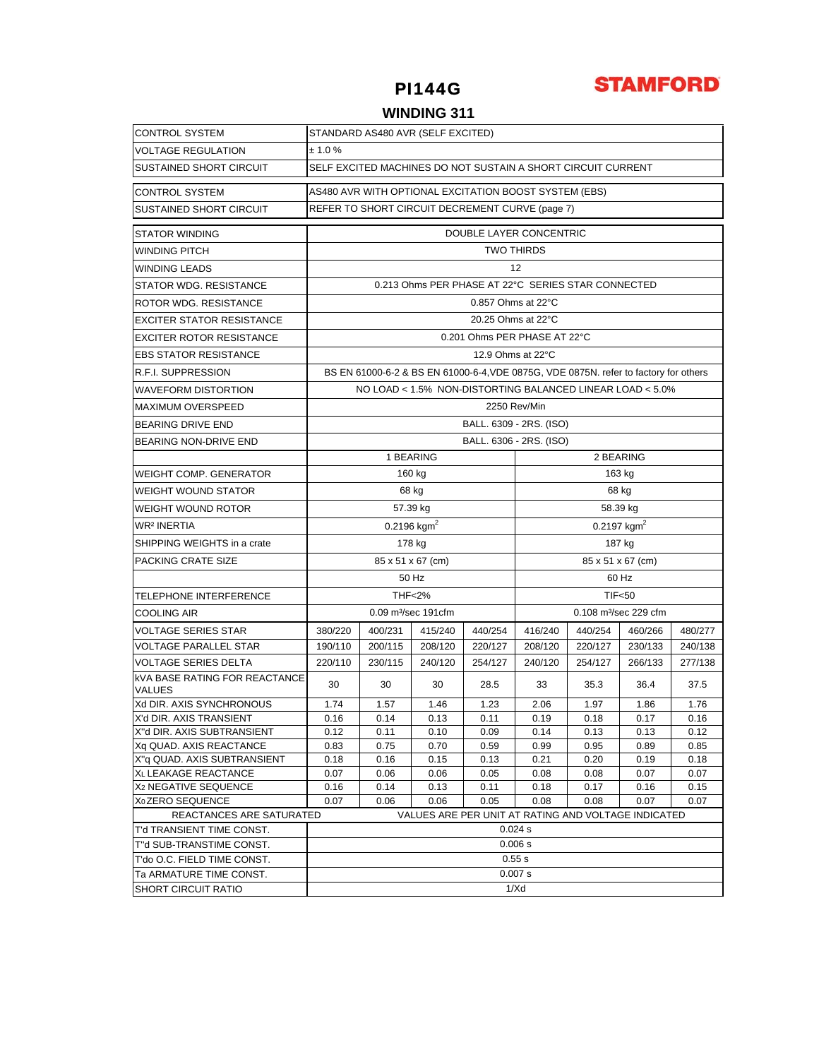# PI144G

STAMFORD

## WINDING 311

| | | | | | | | | |
|---|---|---|---|---|---|---|---|---|
| CONTROL SYSTEM | STANDARD AS480 AVR (SELF EXCITED) | | | | | | | |
| VOLTAGE REGULATION | ± 1.0 % | | | | | | | |
| SUSTAINED SHORT CIRCUIT | SELF EXCITED MACHINES DO NOT SUSTAIN A SHORT CIRCUIT CURRENT | | | | | | | |

| | | | | | | | | |
|---|---|---|---|---|---|---|---|---|
| CONTROL SYSTEM | AS480 AVR WITH OPTIONAL EXCITATION BOOST SYSTEM (EBS) | | | | | | | |
| SUSTAINED SHORT CIRCUIT | REFER TO SHORT CIRCUIT DECREMENT CURVE (page 7) | | | | | | | |

| | | | | | | | | |
|---|---|---|---|---|---|---|---|---|
| STATOR WINDING | DOUBLE LAYER CONCENTRIC | | | | | | | |
| WINDING PITCH | TWO THIRDS | | | | | | | |
| WINDING LEADS | 12 | | | | | | | |
| STATOR WDG. RESISTANCE | 0.213 Ohms PER PHASE AT 22°C SERIES STAR CONNECTED | | | | | | | |
| ROTOR WDG. RESISTANCE | 0.857 Ohms at 22°C | | | | | | | |
| EXCITER STATOR RESISTANCE | 20.25 Ohms at 22°C | | | | | | | |
| EXCITER ROTOR RESISTANCE | 0.201 Ohms PER PHASE AT 22°C | | | | | | | |
| EBS STATOR RESISTANCE | 12.9 Ohms at 22°C | | | | | | | |
| R.F.I. SUPPRESSION | BS EN 61000-6-2 & BS EN 61000-6-4,VDE 0875G, VDE 0875N. refer to factory for others | | | | | | | |
| WAVEFORM DISTORTION | NO LOAD < 1.5% NON-DISTORTING BALANCED LINEAR LOAD < 5.0% | | | | | | | |
| MAXIMUM OVERSPEED | 2250 Rev/Min | | | | | | | |
| BEARING DRIVE END | BALL. 6309 - 2RS. (ISO) | | | | | | | |
| BEARING NON-DRIVE END | BALL. 6306 - 2RS. (ISO) | | | | | | | |
| | 1 BEARING | | | | 2 BEARING | | | |
| WEIGHT COMP. GENERATOR | 160 kg | | | | 163 kg | | | |
| WEIGHT WOUND STATOR | 68 kg | | | | 68 kg | | | |
| WEIGHT WOUND ROTOR | 57.39 kg | | | | 58.39 kg | | | |
| $WR^2$ INERTIA | 0.2196 $kgm^2$ | | | | 0.2197 $kgm^2$ | | | |
| SHIPPING WEIGHTS in a crate | 178 kg | | | | 187 kg | | | |
| PACKING CRATE SIZE | 85 x 51 x 67 (cm) | | | | 85 x 51 x 67 (cm) | | | |
| | 50 Hz | | | | 60 Hz | | | |
| TELEPHONE INTERFERENCE | THF<2% | | | | TIF<50 | | | |
| COOLING AIR | 0.09 $m^3$/sec 191cfm | | | | 0.108 $m^3$/sec 229 cfm | | | |
| VOLTAGE SERIES STAR | 380/220 | 400/231 | 415/240 | 440/254 | 416/240 | 440/254 | 460/266 | 480/277 |
| VOLTAGE PARALLEL STAR | 190/110 | 200/115 | 208/120 | 220/127 | 208/120 | 220/127 | 230/133 | 240/138 |
| VOLTAGE SERIES DELTA | 220/110 | 230/115 | 240/120 | 254/127 | 240/120 | 254/127 | 266/133 | 277/138 |
| kVA BASE RATING FOR REACTANCE VALUES | 30 | 30 | 30 | 28.5 | 33 | 35.3 | 36.4 | 37.5 |
| Xd DIR. AXIS SYNCHRONOUS | 1.74 | 1.57 | 1.46 | 1.23 | 2.06 | 1.97 | 1.86 | 1.76 |
| X'd DIR. AXIS TRANSIENT | 0.16 | 0.14 | 0.13 | 0.11 | 0.19 | 0.18 | 0.17 | 0.16 |
| X''d DIR. AXIS SUBTRANSIENT | 0.12 | 0.11 | 0.10 | 0.09 | 0.14 | 0.13 | 0.13 | 0.12 |
| Xq QUAD. AXIS REACTANCE | 0.83 | 0.75 | 0.70 | 0.59 | 0.99 | 0.95 | 0.89 | 0.85 |
| X''q QUAD. AXIS SUBTRANSIENT | 0.18 | 0.16 | 0.15 | 0.13 | 0.21 | 0.20 | 0.19 | 0.18 |
| $X_L$ LEAKAGE REACTANCE | 0.07 | 0.06 | 0.06 | 0.05 | 0.08 | 0.08 | 0.07 | 0.07 |
| $X_2$ NEGATIVE SEQUENCE | 0.16 | 0.14 | 0.13 | 0.11 | 0.18 | 0.17 | 0.16 | 0.15 |
| $X_0$ ZERO SEQUENCE | 0.07 | 0.06 | 0.06 | 0.05 | 0.08 | 0.08 | 0.07 | 0.07 |
| REACTANCES ARE SATURATED | VALUES ARE PER UNIT AT RATING AND VOLTAGE INDICATED | | | | | | | |
| T'd TRANSIENT TIME CONST. | 0.024 s | | | | | | | |
| T''d SUB-TRANSTIME CONST. | 0.006 s | | | | | | | |
| T'do O.C. FIELD TIME CONST. | 0.55 s | | | | | | | |
| Ta ARMATURE TIME CONST. | 0.007 s | | | | | | | |
| SHORT CIRCUIT RATIO | 1/Xd | | | | | | | |